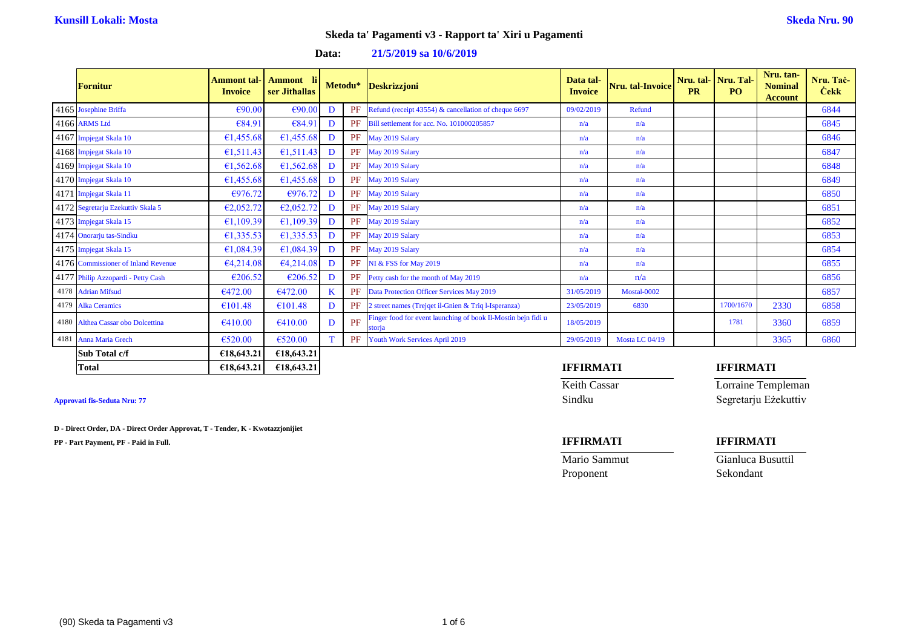**Kunsill Lokali: Mosta** **Skeda Nru. 90**

# Skeda ta' Pagamenti v3 - Rapport ta' Xiri u Pagamenti

**Data:** **21/5/2019 sa 10/6/2019**

| | Fornitur | Ammont tal-Invoice | Ammont li ser Jithallas | Metodu* | | Deskrizzjoni | Data tal-Invoice | Nru. tal-Invoice | Nru. tal-PR | Nru. Tal-PO | Nru. tan-Nominal Account | Nru. Taċ-Ċekk |
|---|---|---|---|---|---|---|---|---|---|---|---|---|
| 4165 | Josephine Briffa | €90.00 | €90.00 | D | PF | Refund (receipt 43554) & cancellation of cheque 6697 | 09/02/2019 | Refund | | | | 6844 |
| 4166 | ARMS Ltd | €84.91 | €84.91 | D | PF | Bill settlement for acc. No. 101000205857 | n/a | n/a | | | | 6845 |
| 4167 | Impjegat Skala 10 | €1,455.68 | €1,455.68 | D | PF | May 2019 Salary | n/a | n/a | | | | 6846 |
| 4168 | Impjegat Skala 10 | €1,511.43 | €1,511.43 | D | PF | May 2019 Salary | n/a | n/a | | | | 6847 |
| 4169 | Impjegat Skala 10 | €1,562.68 | €1,562.68 | D | PF | May 2019 Salary | n/a | n/a | | | | 6848 |
| 4170 | Impjegat Skala 10 | €1,455.68 | €1,455.68 | D | PF | May 2019 Salary | n/a | n/a | | | | 6849 |
| 4171 | Impjegat Skala 11 | €976.72 | €976.72 | D | PF | May 2019 Salary | n/a | n/a | | | | 6850 |
| 4172 | Segretarju Ezekuttiv Skala 5 | €2,052.72 | €2,052.72 | D | PF | May 2019 Salary | n/a | n/a | | | | 6851 |
| 4173 | Impjegat Skala 15 | €1,109.39 | €1,109.39 | D | PF | May 2019 Salary | n/a | n/a | | | | 6852 |
| 4174 | Onorarju tas-Sindku | €1,335.53 | €1,335.53 | D | PF | May 2019 Salary | n/a | n/a | | | | 6853 |
| 4175 | Impjegat Skala 15 | €1,084.39 | €1,084.39 | D | PF | May 2019 Salary | n/a | n/a | | | | 6854 |
| 4176 | Commissioner of Inland Revenue | €4,214.08 | €4,214.08 | D | PF | NI & FSS for May 2019 | n/a | n/a | | | | 6855 |
| 4177 | Philip Azzopardi - Petty Cash | €206.52 | €206.52 | D | PF | Petty cash for the month of May 2019 | n/a | n/a | | | | 6856 |
| 4178 | Adrian Mifsud | €472.00 | €472.00 | K | PF | Data Protection Officer Services May 2019 | 31/05/2019 | Mostal-0002 | | | | 6857 |
| 4179 | Alka Ceramics | €101.48 | €101.48 | D | PF | 2 street names (Trejqet il-Gnien & Triq l-Isperanza) | 23/05/2019 | 6830 | | 1700/1670 | 2330 | 6858 |
| 4180 | Althea Cassar obo Dolcettina | €410.00 | €410.00 | D | PF | Finger food for event launching of book Il-Mostin bejn fidi u storja | 18/05/2019 | | | 1781 | 3360 | 6859 |
| 4181 | Anna Maria Grech | €520.00 | €520.00 | T | PF | Youth Work Services April 2019 | 29/05/2019 | Mosta LC 04/19 | | | 3365 | 6860 |
| | **Sub Total c/f** | **€18,643.21** | **€18,643.21** | | | | | | | | | |
| | **Total** | **€18,643.21** | **€18,643.21** | | | | | | | | | |

**Approvati fis-Seduta Nru: 77**

**D - Direct Order, DA - Direct Order Approvat, T - Tender, K - Kwotazzjonijiet**

**PP - Part Payment, PF - Paid in Full.**

| **IFFIRMATI** | **IFFIRMATI** |
|---|---|
| Keith Cassar | Lorraine Templeman |
| Sindku | Segretarju Eżekuttiv |

| **IFFIRMATI** | **IFFIRMATI** |
|---|---|
| Mario Sammut | Gianluca Busuttil |
| Proponent | Sekondant |

(90) Skeda ta Pagamenti v3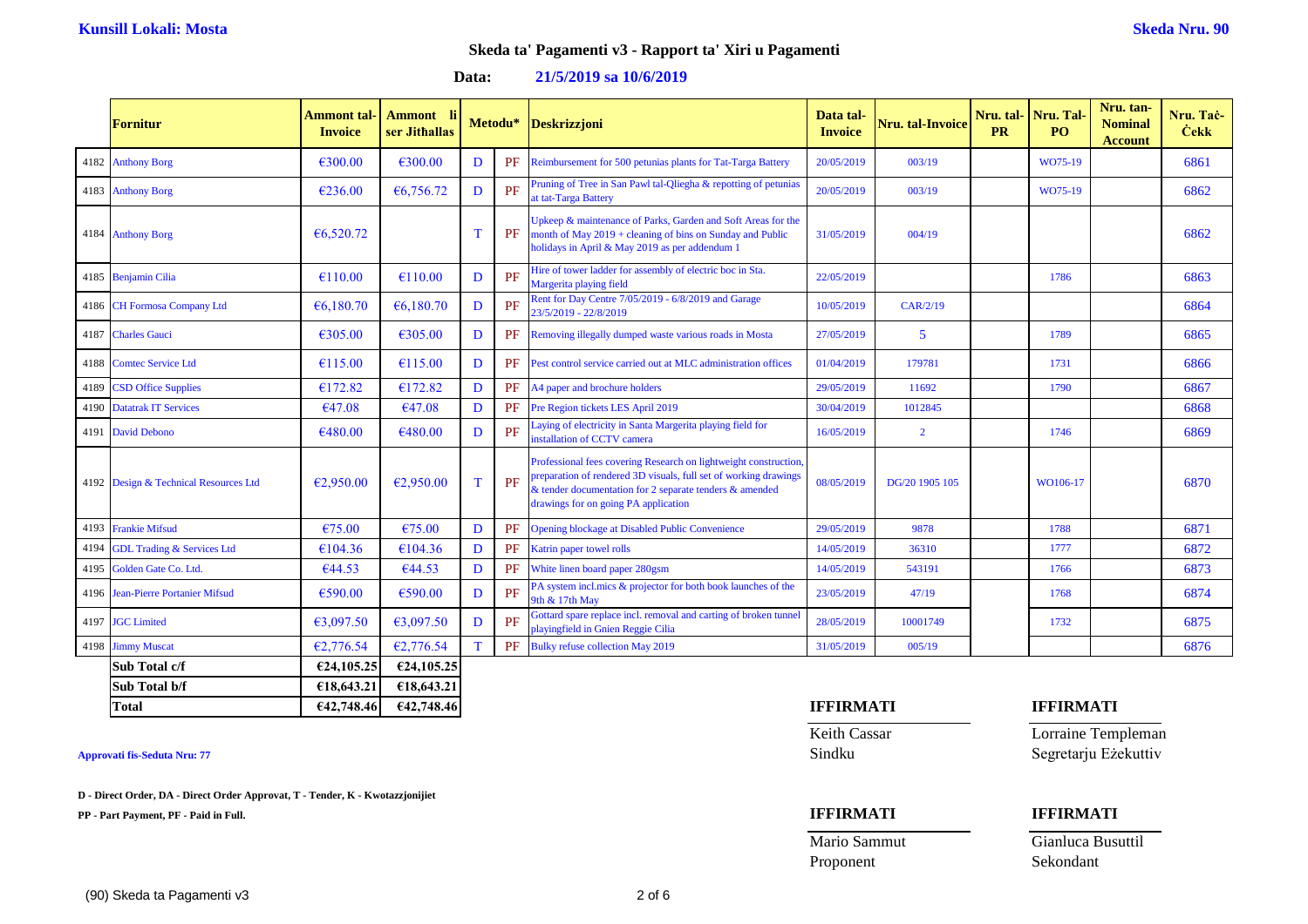**Kunsill Lokali: Mosta** **Skeda Nru. 90**

## Skeda ta' Pagamenti v3 - Rapport ta' Xiri u Pagamenti

**Data:** **21/5/2019 sa 10/6/2019**

| | Fornitur | Ammont tal-Invoice | Ammont li ser Jithallas | Metodu* | | Deskrizzjoni | Data tal-Invoice | Nru. tal-Invoice | Nru. tal-PR | Nru. Tal-PO | Nru. tan-Nominal Account | Nru. Taċ-Ċekk |
|---|---|---|---|---|---|---|---|---|---|---|---|---|
| 4182 | Anthony Borg | €300.00 | €300.00 | D | PF | Reimbursement for 500 petunias plants for Tat-Targa Battery | 20/05/2019 | 003/19 | | WO75-19 | | 6861 |
| 4183 | Anthony Borg | €236.00 | €6,756.72 | D | PF | Pruning of Tree in San Pawl tal-Qliegha & repotting of petunias at tat-Targa Battery | 20/05/2019 | 003/19 | | WO75-19 | | 6862 |
| 4184 | Anthony Borg | €6,520.72 | | T | PF | Upkeep & maintenance of Parks, Garden and Soft Areas for the month of May 2019 + cleaning of bins on Sunday and Public holidays in April & May 2019 as per addendum 1 | 31/05/2019 | 004/19 | | | | 6862 |
| 4185 | Benjamin Cilia | €110.00 | €110.00 | D | PF | Hire of tower ladder for assembly of electric boc in Sta. Margerita playing field | 22/05/2019 | | | 1786 | | 6863 |
| 4186 | CH Formosa Company Ltd | €6,180.70 | €6,180.70 | D | PF | Rent for Day Centre 7/05/2019 - 6/8/2019 and Garage 23/5/2019 - 22/8/2019 | 10/05/2019 | CAR/2/19 | | | | 6864 |
| 4187 | Charles Gauci | €305.00 | €305.00 | D | PF | Removing illegally dumped waste various roads in Mosta | 27/05/2019 | 5 | | 1789 | | 6865 |
| 4188 | Comtec Service Ltd | €115.00 | €115.00 | D | PF | Pest control service carried out at MLC administration offices | 01/04/2019 | 179781 | | 1731 | | 6866 |
| 4189 | CSD Office Supplies | €172.82 | €172.82 | D | PF | A4 paper and brochure holders | 29/05/2019 | 11692 | | 1790 | | 6867 |
| 4190 | Datatrak IT Services | €47.08 | €47.08 | D | PF | Pre Region tickets LES April 2019 | 30/04/2019 | 1012845 | | | | 6868 |
| 4191 | David Debono | €480.00 | €480.00 | D | PF | Laying of electricity in Santa Margerita playing field for installation of CCTV camera | 16/05/2019 | 2 | | 1746 | | 6869 |
| 4192 | Design & Technical Resources Ltd | €2,950.00 | €2,950.00 | T | PF | Professional fees covering Research on lightweight construction, preparation of rendered 3D visuals, full set of working drawings & tender documentation for 2 separate tenders & amended drawings for on going PA application | 08/05/2019 | DG/20 1905 105 | | WO106-17 | | 6870 |
| 4193 | Frankie Mifsud | €75.00 | €75.00 | D | PF | Opening blockage at Disabled Public Convenience | 29/05/2019 | 9878 | | 1788 | | 6871 |
| 4194 | GDL Trading & Services Ltd | €104.36 | €104.36 | D | PF | Katrin paper towel rolls | 14/05/2019 | 36310 | | 1777 | | 6872 |
| 4195 | Golden Gate Co. Ltd. | €44.53 | €44.53 | D | PF | White linen board paper 280gsm | 14/05/2019 | 543191 | | 1766 | | 6873 |
| 4196 | Jean-Pierre Portanier Mifsud | €590.00 | €590.00 | D | PF | PA system incl.mics & projector for both book launches of the 9th & 17th May | 23/05/2019 | 47/19 | | 1768 | | 6874 |
| 4197 | JGC Limited | €3,097.50 | €3,097.50 | D | PF | Gottard spare replace incl. removal and carting of broken tunnel playingfield in Gnien Reggie Cilia | 28/05/2019 | 10001749 | | 1732 | | 6875 |
| 4198 | Jimmy Muscat | €2,776.54 | €2,776.54 | T | PF | Bulky refuse collection May 2019 | 31/05/2019 | 005/19 | | | | 6876 |
| | **Sub Total c/f** | **€24,105.25** | **€24,105.25** | | | | | | | | | |
| | **Sub Total b/f** | **€18,643.21** | **€18,643.21** | | | | | | | | | |
| | **Total** | **€42,748.46** | **€42,748.46** | | | | | | | | | |

**Approvati fis-Seduta Nru: 77**

**D - Direct Order, DA - Direct Order Approvat, T - Tender, K - Kwotazzjonijiet**

**PP - Part Payment, PF - Paid in Full.**

**IFFIRMATI**

Keith Cassar
Sindku

**IFFIRMATI**

Lorraine Templeman
Segretarju Eżekuttiv

**IFFIRMATI**

Mario Sammut
Proponent

**IFFIRMATI**

Gianluca Busuttil
Sekondant

(90) Skeda ta Pagamenti v3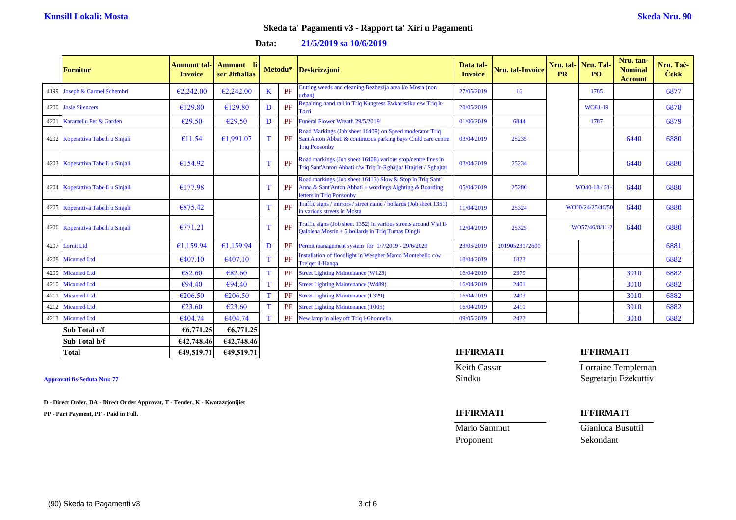**Kunsill Lokali: Mosta** **Skeda Nru. 90**

## Skeda ta' Pagamenti v3 - Rapport ta' Xiri u Pagamenti

**Data: 21/5/2019 sa 10/6/2019**

| | Fornitur | Ammont tal-Invoice | Ammont li ser Jithallas | Metodu* | | Deskrizzjoni | Data tal-Invoice | Nru. tal-Invoice | Nru. tal-PR | Nru. Tal-PO | Nru. tan-Nominal Account | Nru. Taċ-Ċekk |
|---|---|---|---|---|---|---|---|---|---|---|---|---|
| 4199 | Joseph & Carmel Schembri | €2,242.00 | €2,242.00 | K | PF | Cutting weeds and cleaning Bezbezija area l/o Mosta (non urban) | 27/05/2019 | 16 | | 1785 | | 6877 |
| 4200 | Josie Silencers | €129.80 | €129.80 | D | PF | Repairing hand rail in Triq Kungress Ewkaristiku c/w Triq it-Torri | 20/05/2019 | | | WO81-19 | | 6878 |
| 4201 | Karamellu Pet & Garden | €29.50 | €29.50 | D | PF | Funeral Flower Wreath 29/5/2019 | 01/06/2019 | 6844 | | 1787 | | 6879 |
| 4202 | Koperattiva Tabelli u Sinjali | €11.54 | €1,991.07 | T | PF | Road Markings (Job sheet 16409) on Speed moderator Triq Sant'Anton Abbati & continuous parking bays Child care centre Triq Ponsonby | 03/04/2019 | 25235 | | | 6440 | 6880 |
| 4203 | Koperattiva Tabelli u Sinjali | €154.92 | | T | PF | Road markings (Job sheet 16408) various stop/centre lines in Triq Sant'Anton Abbati c/w Triq Ir-Rghajja/ Htajriet / Sghajtar | 03/04/2019 | 25234 | | | 6440 | 6880 |
| 4204 | Koperattiva Tabelli u Sinjali | €177.98 | | T | PF | Road markings (Job sheet 16413) Slow & Stop in Triq Sant' Anna & Sant'Anton Abbati + wordings Alghting & Boarding letters in Triq Ponsonby | 05/04/2019 | 25280 | WO40-18 / 51- | | 6440 | 6880 |
| 4205 | Koperattiva Tabelli u Sinjali | €875.42 | | T | PF | Traffic signs / mirrors / street name / bollards (Job sheet 1351) in various streets in Mosta | 11/04/2019 | 25324 | WO20/24/25/46/50 | | 6440 | 6880 |
| 4206 | Koperattiva Tabelli u Sinjali | €771.21 | | T | PF | Traffic signs (Job sheet 1352) in various streets around Vjal il-Qalbiena Mostin + 5 bollards in Triq Tumas Dingli | 12/04/2019 | 25325 | WO57/46/8/11-2 | | 6440 | 6880 |
| 4207 | Lornit Ltd | €1,159.94 | €1,159.94 | D | PF | Permit management system for 1/7/2019 - 29/6/2020 | 23/05/2019 | 20190523172600 | | | | 6881 |
| 4208 | Micamed Ltd | €407.10 | €407.10 | T | PF | Installation of floodlight in Wesghet Marco Montebello c/w Trejqet il-Hanqa | 18/04/2019 | 1823 | | | | 6882 |
| 4209 | Micamed Ltd | €82.60 | €82.60 | T | PF | Street Lighting Maintenance (W123) | 16/04/2019 | 2379 | | | 3010 | 6882 |
| 4210 | Micamed Ltd | €94.40 | €94.40 | T | PF | Street Lighting Maintenance (W489) | 16/04/2019 | 2401 | | | 3010 | 6882 |
| 4211 | Micamed Ltd | €206.50 | €206.50 | T | PF | Street Lighting Maintenance (L329) | 16/04/2019 | 2403 | | | 3010 | 6882 |
| 4212 | Micamed Ltd | €23.60 | €23.60 | T | PF | Street Lighting Maintenance (T005) | 16/04/2019 | 2411 | | | 3010 | 6882 |
| 4213 | Micamed Ltd | €404.74 | €404.74 | T | PF | New lamp in alley off Triq l-Ghonnella | 09/05/2019 | 2422 | | | 3010 | 6882 |

| | | |
|---|---|---|
| **Sub Total c/f** | **€6,771.25** | **€6,771.25** |
| **Sub Total b/f** | **€42,748.46** | **€42,748.46** |
| **Total** | **€49,519.71** | **€49,519.71** |

**Approvati fis-Seduta Nru: 77**

**D - Direct Order, DA - Direct Order Approvat, T - Tender, K - Kwotazzjonijiet**

**PP - Part Payment, PF - Paid in Full.**

**IFFIRMATI**
Keith Cassar
Sindku

**IFFIRMATI**
Lorraine Templeman
Segretarju Eżekuttiv

**IFFIRMATI**
Mario Sammut
Proponent

**IFFIRMATI**
Gianluca Busuttil
Sekondant

(90) Skeda ta Pagamenti v3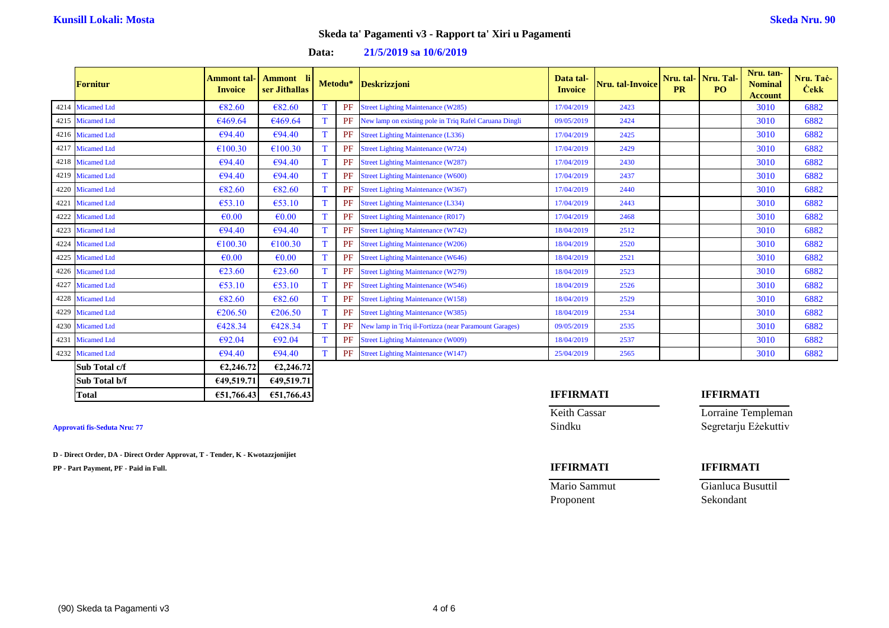**Kunsill Lokali: Mosta** **Skeda Nru. 90**

## Skeda ta' Pagamenti v3 - Rapport ta' Xiri u Pagamenti

**Data: 21/5/2019 sa 10/6/2019**

| | Fornitur | Ammont tal-Invoice | Ammont li ser Jithallas | Metodu* | | Deskrizzjoni | Data tal-Invoice | Nru. tal-Invoice | Nru. tal-PR | Nru. Tal-PO | Nru. tan-Nominal Account | Nru. Taċ-Ċekk |
|---|---|---|---|---|---|---|---|---|---|---|---|---|
| 4214 | Micamed Ltd | €82.60 | €82.60 | T | PF | Street Lighting Maintenance (W285) | 17/04/2019 | 2423 | | | 3010 | 6882 |
| 4215 | Micamed Ltd | €469.64 | €469.64 | T | PF | New lamp on existing pole in Triq Rafel Caruana Dingli | 09/05/2019 | 2424 | | | 3010 | 6882 |
| 4216 | Micamed Ltd | €94.40 | €94.40 | T | PF | Street Lighting Maintenance (L336) | 17/04/2019 | 2425 | | | 3010 | 6882 |
| 4217 | Micamed Ltd | €100.30 | €100.30 | T | PF | Street Lighting Maintenance (W724) | 17/04/2019 | 2429 | | | 3010 | 6882 |
| 4218 | Micamed Ltd | €94.40 | €94.40 | T | PF | Street Lighting Maintenance (W287) | 17/04/2019 | 2430 | | | 3010 | 6882 |
| 4219 | Micamed Ltd | €94.40 | €94.40 | T | PF | Street Lighting Maintenance (W600) | 17/04/2019 | 2437 | | | 3010 | 6882 |
| 4220 | Micamed Ltd | €82.60 | €82.60 | T | PF | Street Lighting Maintenance (W367) | 17/04/2019 | 2440 | | | 3010 | 6882 |
| 4221 | Micamed Ltd | €53.10 | €53.10 | T | PF | Street Lighting Maintenance (L334) | 17/04/2019 | 2443 | | | 3010 | 6882 |
| 4222 | Micamed Ltd | €0.00 | €0.00 | T | PF | Street Lighting Maintenance (R017) | 17/04/2019 | 2468 | | | 3010 | 6882 |
| 4223 | Micamed Ltd | €94.40 | €94.40 | T | PF | Street Lighting Maintenance (W742) | 18/04/2019 | 2512 | | | 3010 | 6882 |
| 4224 | Micamed Ltd | €100.30 | €100.30 | T | PF | Street Lighting Maintenance (W206) | 18/04/2019 | 2520 | | | 3010 | 6882 |
| 4225 | Micamed Ltd | €0.00 | €0.00 | T | PF | Street Lighting Maintenance (W646) | 18/04/2019 | 2521 | | | 3010 | 6882 |
| 4226 | Micamed Ltd | €23.60 | €23.60 | T | PF | Street Lighting Maintenance (W279) | 18/04/2019 | 2523 | | | 3010 | 6882 |
| 4227 | Micamed Ltd | €53.10 | €53.10 | T | PF | Street Lighting Maintenance (W546) | 18/04/2019 | 2526 | | | 3010 | 6882 |
| 4228 | Micamed Ltd | €82.60 | €82.60 | T | PF | Street Lighting Maintenance (W158) | 18/04/2019 | 2529 | | | 3010 | 6882 |
| 4229 | Micamed Ltd | €206.50 | €206.50 | T | PF | Street Lighting Maintenance (W385) | 18/04/2019 | 2534 | | | 3010 | 6882 |
| 4230 | Micamed Ltd | €428.34 | €428.34 | T | PF | New lamp in Triq il-Fortizza (near Paramount Garages) | 09/05/2019 | 2535 | | | 3010 | 6882 |
| 4231 | Micamed Ltd | €92.04 | €92.04 | T | PF | Street Lighting Maintenance (W009) | 18/04/2019 | 2537 | | | 3010 | 6882 |
| 4232 | Micamed Ltd | €94.40 | €94.40 | T | PF | Street Lighting Maintenance (W147) | 25/04/2019 | 2565 | | | 3010 | 6882 |
| | **Sub Total c/f** | **€2,246.72** | **€2,246.72** | | | | | | | | | |
| | **Sub Total b/f** | **€49,519.71** | **€49,519.71** | | | | | | | | | |
| | **Total** | **€51,766.43** | **€51,766.43** | | | | | | | | | |

**Approvati fis-Seduta Nru: 77**

**D - Direct Order, DA - Direct Order Approvat, T - Tender, K - Kwotazzjonijiet**

**PP - Part Payment, PF - Paid in Full.**

| **IFFIRMATI** | **IFFIRMATI** |
|---|---|
| Keith Cassar | Lorraine Templeman |
| Sindku | Segretarju Eżekuttiv |

| **IFFIRMATI** | **IFFIRMATI** |
|---|---|
| Mario Sammut | Gianluca Busuttil |
| Proponent | Sekondant |

(90) Skeda ta Pagamenti v3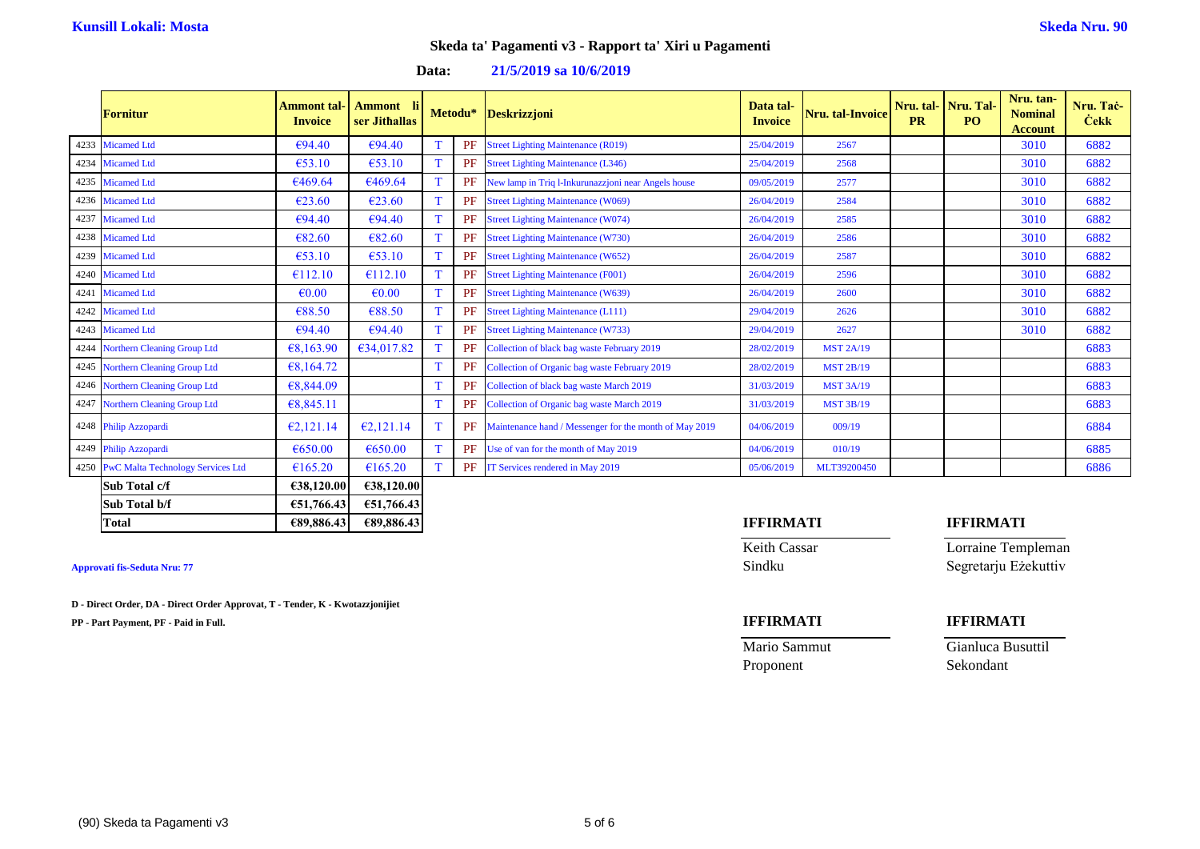**Kunsill Lokali: Mosta** **Skeda Nru. 90**

## Skeda ta' Pagamenti v3 - Rapport ta' Xiri u Pagamenti

**Data: 21/5/2019 sa 10/6/2019**

| | Fornitur | Ammont tal-Invoice | Ammont li ser Jithallas | Metodu* | | Deskrizzjoni | Data tal-Invoice | Nru. tal-Invoice | Nru. tal-PR | Nru. Tal-PO | Nru. tan-Nominal Account | Nru. Taċ-Ċekk |
|---|---|---|---|---|---|---|---|---|---|---|---|---|
| 4233 | Micamed Ltd | €94.40 | €94.40 | T | PF | Street Lighting Maintenance (R019) | 25/04/2019 | 2567 | | | 3010 | 6882 |
| 4234 | Micamed Ltd | €53.10 | €53.10 | T | PF | Street Lighting Maintenance (L346) | 25/04/2019 | 2568 | | | 3010 | 6882 |
| 4235 | Micamed Ltd | €469.64 | €469.64 | T | PF | New lamp in Triq l-Inkurunazzjoni near Angels house | 09/05/2019 | 2577 | | | 3010 | 6882 |
| 4236 | Micamed Ltd | €23.60 | €23.60 | T | PF | Street Lighting Maintenance (W069) | 26/04/2019 | 2584 | | | 3010 | 6882 |
| 4237 | Micamed Ltd | €94.40 | €94.40 | T | PF | Street Lighting Maintenance (W074) | 26/04/2019 | 2585 | | | 3010 | 6882 |
| 4238 | Micamed Ltd | €82.60 | €82.60 | T | PF | Street Lighting Maintenance (W730) | 26/04/2019 | 2586 | | | 3010 | 6882 |
| 4239 | Micamed Ltd | €53.10 | €53.10 | T | PF | Street Lighting Maintenance (W652) | 26/04/2019 | 2587 | | | 3010 | 6882 |
| 4240 | Micamed Ltd | €112.10 | €112.10 | T | PF | Street Lighting Maintenance (F001) | 26/04/2019 | 2596 | | | 3010 | 6882 |
| 4241 | Micamed Ltd | €0.00 | €0.00 | T | PF | Street Lighting Maintenance (W639) | 26/04/2019 | 2600 | | | 3010 | 6882 |
| 4242 | Micamed Ltd | €88.50 | €88.50 | T | PF | Street Lighting Maintenance (L111) | 29/04/2019 | 2626 | | | 3010 | 6882 |
| 4243 | Micamed Ltd | €94.40 | €94.40 | T | PF | Street Lighting Maintenance (W733) | 29/04/2019 | 2627 | | | 3010 | 6882 |
| 4244 | Northern Cleaning Group Ltd | €8,163.90 | €34,017.82 | T | PF | Collection of black bag waste February 2019 | 28/02/2019 | MST 2A/19 | | | | 6883 |
| 4245 | Northern Cleaning Group Ltd | €8,164.72 | | T | PF | Collection of Organic bag waste February 2019 | 28/02/2019 | MST 2B/19 | | | | 6883 |
| 4246 | Northern Cleaning Group Ltd | €8,844.09 | | T | PF | Collection of black bag waste March 2019 | 31/03/2019 | MST 3A/19 | | | | 6883 |
| 4247 | Northern Cleaning Group Ltd | €8,845.11 | | T | PF | Collection of Organic bag waste March 2019 | 31/03/2019 | MST 3B/19 | | | | 6883 |
| 4248 | Philip Azzopardi | €2,121.14 | €2,121.14 | T | PF | Maintenance hand / Messenger for the month of May 2019 | 04/06/2019 | 009/19 | | | | 6884 |
| 4249 | Philip Azzopardi | €650.00 | €650.00 | T | PF | Use of van for the month of May 2019 | 04/06/2019 | 010/19 | | | | 6885 |
| 4250 | PwC Malta Technology Services Ltd | €165.20 | €165.20 | T | PF | IT Services rendered in May 2019 | 05/06/2019 | MLT39200450 | | | | 6886 |
| | **Sub Total c/f** | **€38,120.00** | **€38,120.00** | | | | | | | | | |
| | **Sub Total b/f** | **€51,766.43** | **€51,766.43** | | | | | | | | | |
| | **Total** | **€89,886.43** | **€89,886.43** | | | | | | | | | |

**Approvati fis-Seduta Nru: 77**

**D - Direct Order, DA - Direct Order Approvat, T - Tender, K - Kwotazzjonijiet**

**PP - Part Payment, PF - Paid in Full.**

| **IFFIRMATI** | **IFFIRMATI** |
|---|---|
| Keith Cassar | Lorraine Templeman |
| Sindku | Segretarju Eżekuttiv |

| **IFFIRMATI** | **IFFIRMATI** |
|---|---|
| Mario Sammut | Gianluca Busuttil |
| Proponent | Sekondant |

(90) Skeda ta Pagamenti v3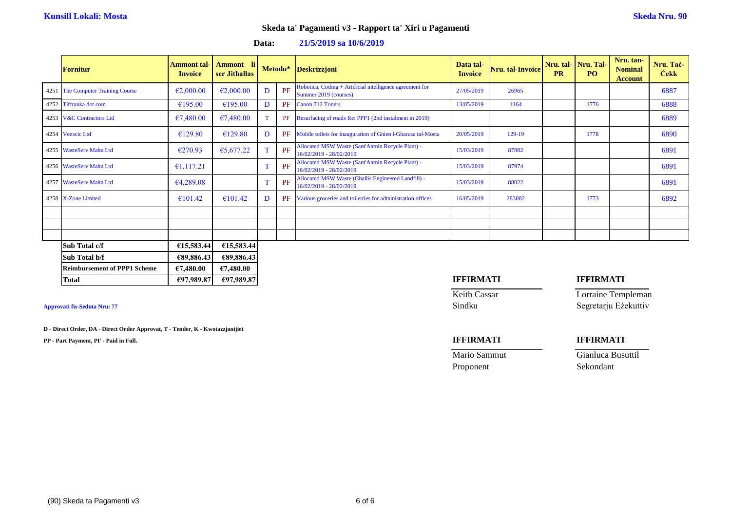**Kunsill Lokali: Mosta** **Skeda Nru. 90**

## Skeda ta' Pagamenti v3 - Rapport ta' Xiri u Pagamenti

**Data: 21/5/2019 sa 10/6/2019**

| | Fornitur | Ammont tal-Invoice | Ammont li ser Jithallas | Metodu* | | Deskrizzjoni | Data tal-Invoice | Nru. tal-Invoice | Nru. tal-PR | Nru. Tal-PO | Nru. tan-Nominal Account | Nru. Taċ-Ċekk |
|---|---|---|---|---|---|---|---|---|---|---|---|---|
| 4251 | The Computer Training Course | €2,000.00 | €2,000.00 | D | PF | Robotica, Coding + Artificial intelligence agreement for Summer 2019 (courses) | 27/05/2019 | 26965 | | | | 6887 |
| 4252 | Tiffranka dot com | €195.00 | €195.00 | D | PF | Canon 712 Toners | 13/05/2019 | 1164 | | 1776 | | 6888 |
| 4253 | V&C Contractors Ltd | €7,480.00 | €7,480.00 | T | PF | Resurfacing of roads Re: PPP1 (2nd instalment in 2019) | | | | | | 6889 |
| 4254 | Venscic Ltd | €129.80 | €129.80 | D | PF | Mobile toilets for inauguration of Gnien l-Gharusa tal-Mosta | 20/05/2019 | 129-19 | | 1778 | | 6890 |
| 4255 | WasteServ Malta Ltd | €270.93 | €5,677.22 | T | PF | Allocated MSW Waste (Sant'Antnin Recycle Plant) - 16/02/2019 - 28/02/2019 | 15/03/2019 | 87882 | | | | 6891 |
| 4256 | WasteServ Malta Ltd | €1,117.21 | | T | PF | Allocated MSW Waste (Sant'Antnin Recycle Plant) - 16/02/2019 - 28/02/2019 | 15/03/2019 | 87974 | | | | 6891 |
| 4257 | WasteServ Malta Ltd | €4,289.08 | | T | PF | Allocated MSW Waste (Ghallis Engineered Landfill) - 16/02/2019 - 28/02/2019 | 15/03/2019 | 88022 | | | | 6891 |
| 4258 | X-Zone Limited | €101.42 | €101.42 | D | PF | Various groceries and toiletries for administration offices | 16/05/2019 | 283082 | | 1773 | | 6892 |

| | | |
|---|---|---|
| **Sub Total c/f** | **€15,583.44** | **€15,583.44** |
| **Sub Total b/f** | **€89,886.43** | **€89,886.43** |
| **Reimbursement of PPP1 Scheme** | **€7,480.00** | **€7,480.00** |
| **Total** | **€97,989.87** | **€97,989.87** |

**Approvati fis-Seduta Nru: 77**

**D - Direct Order, DA - Direct Order Approvat, T - Tender, K - Kwotazzjonijiet**

**PP - Part Payment, PF - Paid in Full.**

**IFFIRMATI**
Keith Cassar
Sindku

**IFFIRMATI**
Lorraine Templeman
Segretarju Eżekuttiv

**IFFIRMATI**
Mario Sammut
Proponent

**IFFIRMATI**
Gianluca Busuttil
Sekondant